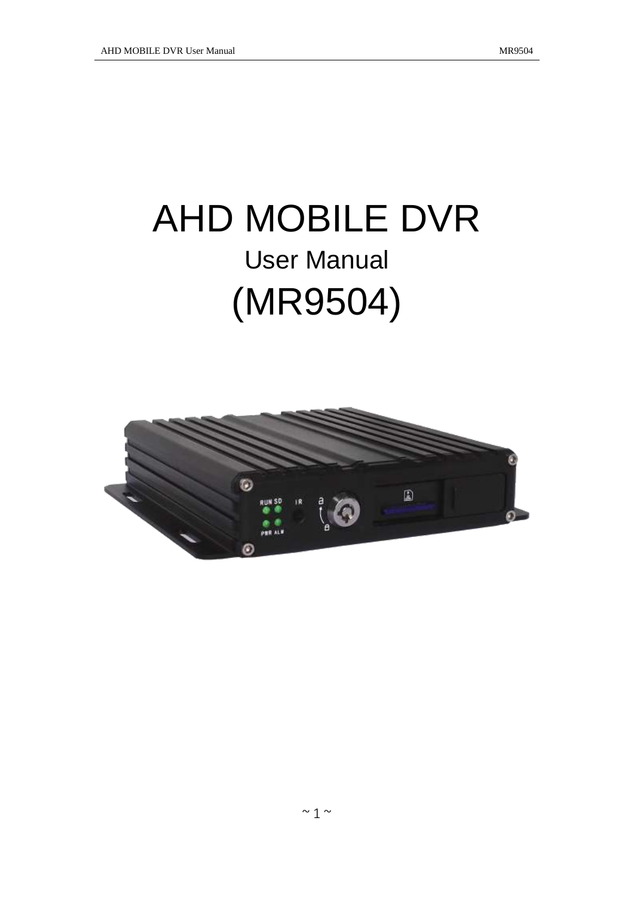# AHD MOBILE DVR

User Manual

(MR9504)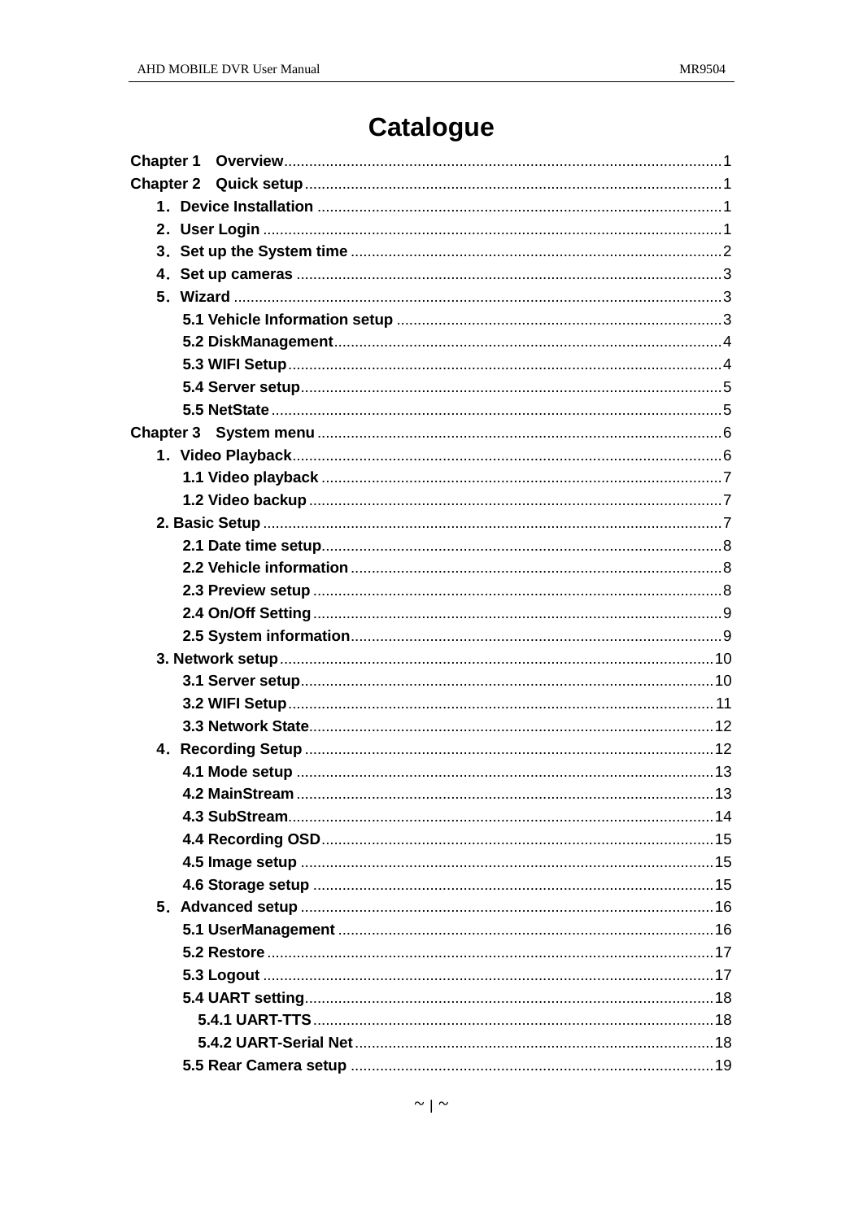# Catalogue

Chapter 1 Overview........................................................................................................1
Chapter 2 Quick setup....................................................................................................1
1. Device Installation ........................................................................................................1
2. User Login ....................................................................................................................1
3. Set up the System time ................................................................................................2
4. Set up cameras ............................................................................................................3
5. Wizard ..........................................................................................................................3
5.1 Vehicle Information setup ..........................................................................................3
5.2 DiskManagement........................................................................................................4
5.3 WIFI Setup..................................................................................................................4
5.4 Server setup................................................................................................................5
5.5 NetState......................................................................................................................5
Chapter 3 System menu ..................................................................................................6
1. Video Playback..............................................................................................................6
1.1 Video playback ............................................................................................................7
1.2 Video backup ..............................................................................................................7
2. Basic Setup ....................................................................................................................7
2.1 Date time setup............................................................................................................8
2.2 Vehicle information ......................................................................................................8
2.3 Preview setup ..............................................................................................................8
2.4 On/Off Setting ..............................................................................................................9
2.5 System information......................................................................................................9
3. Network setup..............................................................................................................10
3.1 Server setup................................................................................................................10
3.2 WIFI Setup..................................................................................................................11
3.3 Network State..............................................................................................................12
4. Recording Setup ..........................................................................................................12
4.1 Mode setup ................................................................................................................13
4.2 MainStream ................................................................................................................13
4.3 SubStream..................................................................................................................14
4.4 Recording OSD............................................................................................................15
4.5 Image setup ................................................................................................................15
4.6 Storage setup ..............................................................................................................15
5. Advanced setup ............................................................................................................16
5.1 UserManagement ........................................................................................................16
5.2 Restore ........................................................................................................................17
5.3 Logout ..........................................................................................................................17
5.4 UART setting................................................................................................................18
5.4.1 UART-TTS ................................................................................................................18
5.4.2 UART-Serial Net........................................................................................................18
5.5 Rear Camera setup ......................................................................................................19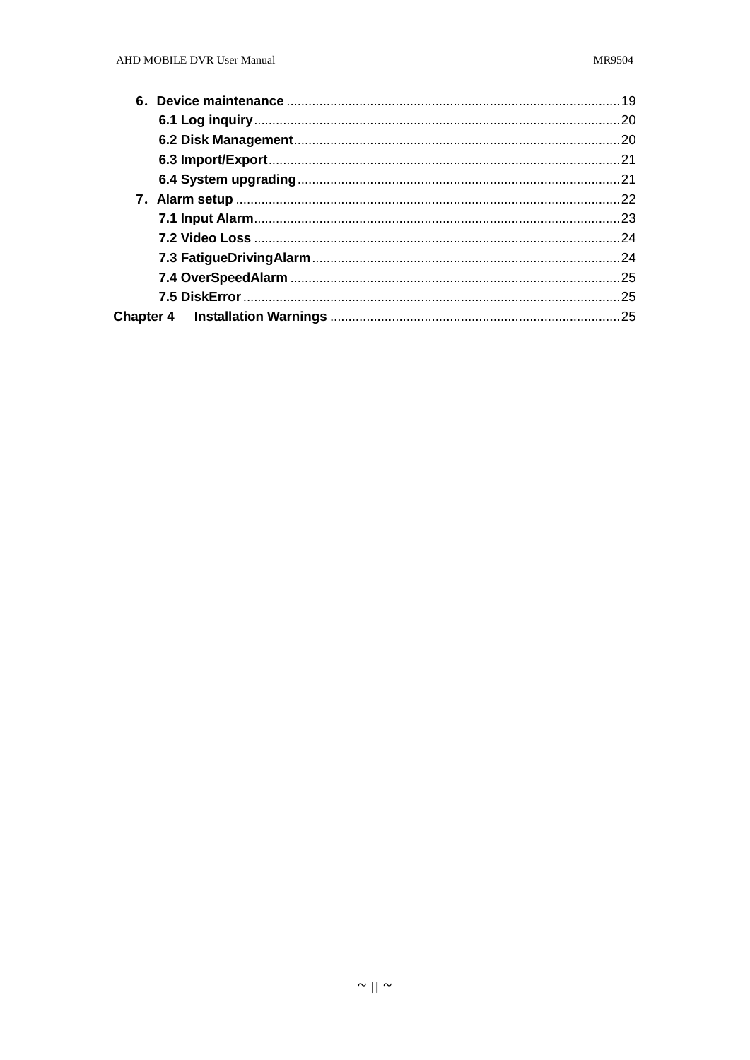**6．Device maintenance** .......................................................................................... 19

**6.1 Log inquiry** .................................................................................................. 20

**6.2 Disk Management** ......................................................................................... 20

**6.3 Import/Export** ................................................................................................ 21

**6.4 System upgrading** ......................................................................................... 21

**7．Alarm setup** ...................................................................................................... 22

**7.1 Input Alarm** .................................................................................................. 23

**7.2 Video Loss** ................................................................................................... 24

**7.3 FatigueDrivingAlarm** .................................................................................... 24

**7.4 OverSpeedAlarm** .......................................................................................... 25

**7.5 DiskError** ...................................................................................................... 25

**Chapter 4 Installation Warnings** ............................................................................ 25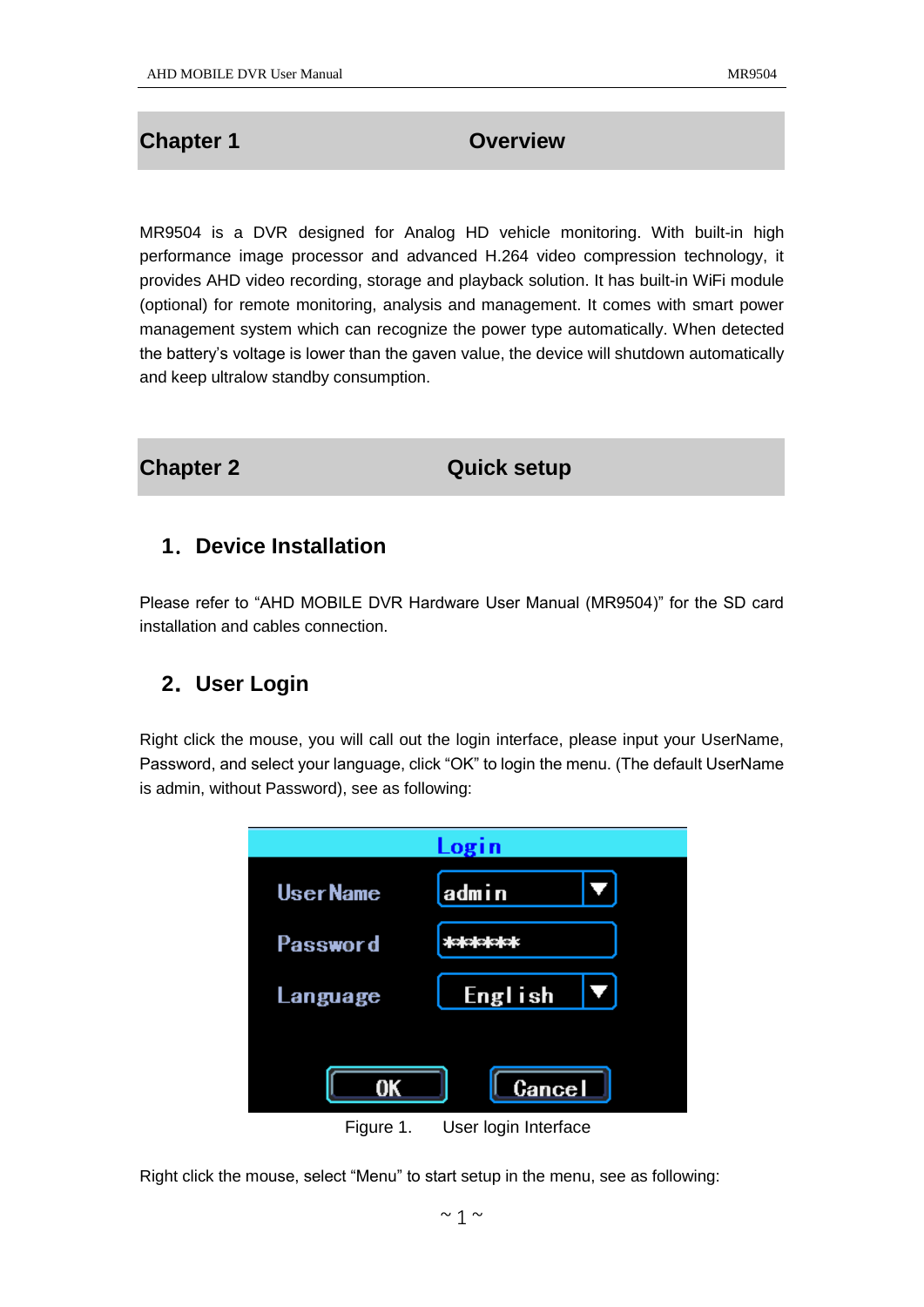# Chapter 1 Overview

MR9504 is a DVR designed for Analog HD vehicle monitoring. With built-in high performance image processor and advanced H.264 video compression technology, it provides AHD video recording, storage and playback solution. It has built-in WiFi module (optional) for remote monitoring, analysis and management. It comes with smart power management system which can recognize the power type automatically. When detected the battery's voltage is lower than the gaven value, the device will shutdown automatically and keep ultralow standby consumption.

# Chapter 2 Quick setup

## 1. Device Installation

Please refer to "AHD MOBILE DVR Hardware User Manual (MR9504)" for the SD card installation and cables connection.

## 2. User Login

Right click the mouse, you will call out the login interface, please input your UserName, Password, and select your language, click "OK" to login the menu. (The default UserName is admin, without Password), see as following:

Login

UserName: admin

Password: ******

Language: English

OK Cancel

Figure 1. User login Interface

Right click the mouse, select "Menu" to start setup in the menu, see as following: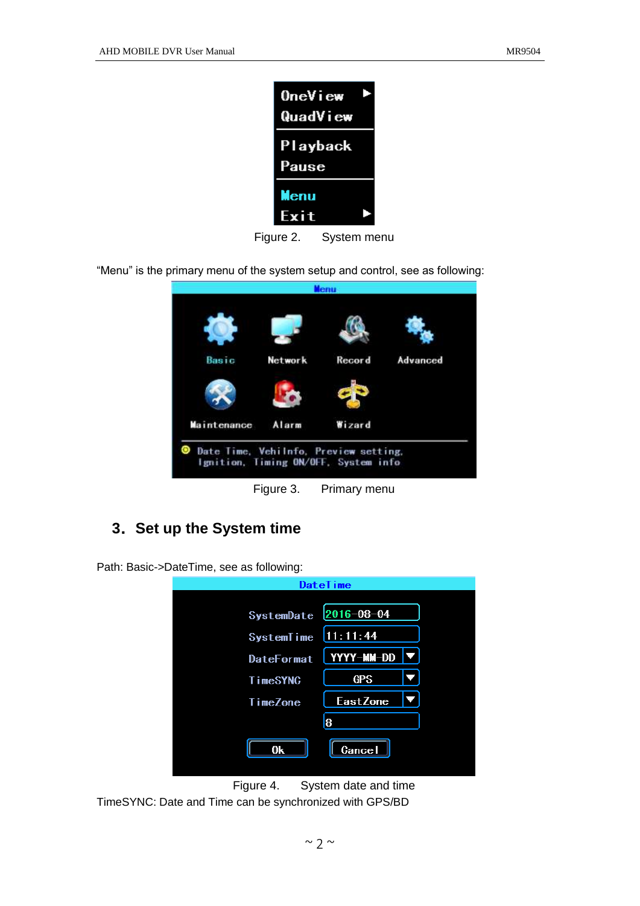Figure 2.  System menu

"Menu" is the primary menu of the system setup and control, see as following:

Figure 3.  Primary menu

## 3. Set up the System time

Path: Basic->DateTime, see as following:

Figure 4.  System date and time

TimeSYNC: Date and Time can be synchronized with GPS/BD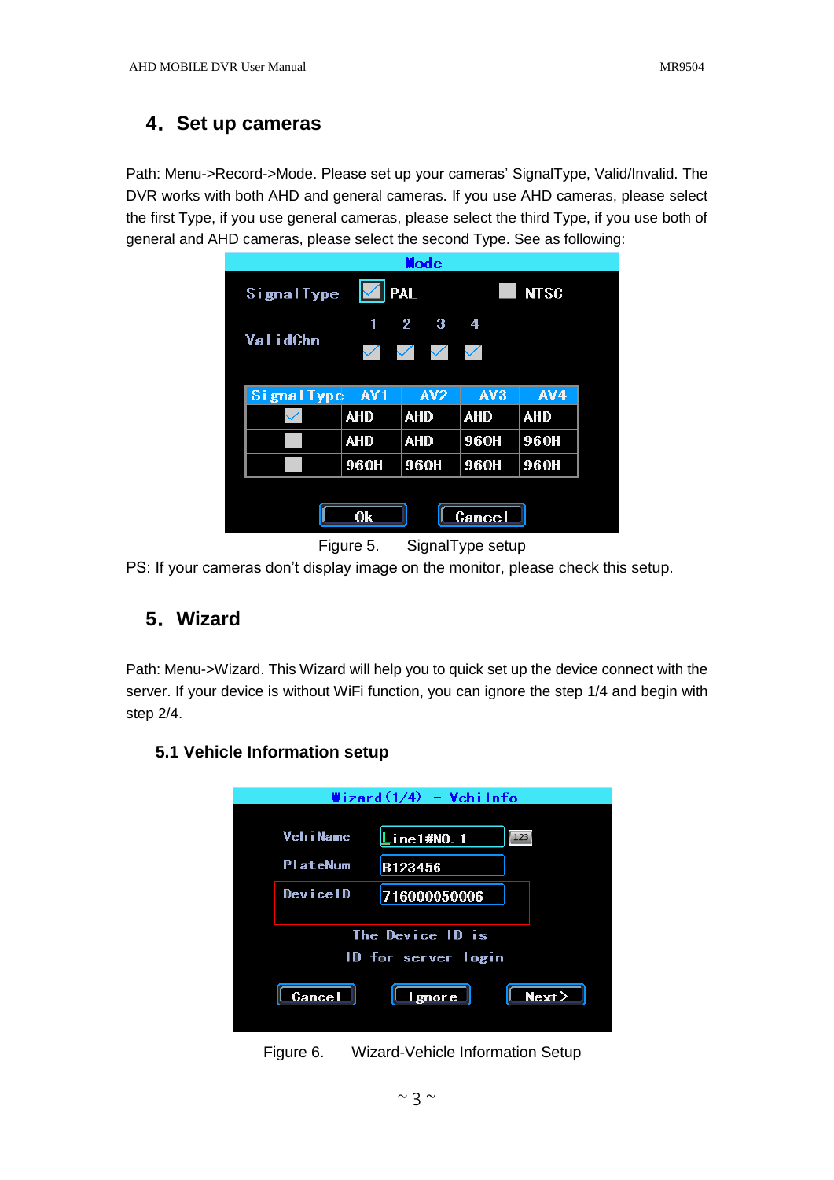## 4. Set up cameras

Path: Menu->Record->Mode. Please set up your cameras' SignalType, Valid/Invalid. The DVR works with both AHD and general cameras. If you use AHD cameras, please select the first Type, if you use general cameras, please select the third Type, if you use both of general and AHD cameras, please select the second Type. See as following:

Figure 5. SignalType setup

PS: If your cameras don't display image on the monitor, please check this setup.

## 5. Wizard

Path: Menu->Wizard. This Wizard will help you to quick set up the device connect with the server. If your device is without WiFi function, you can ignore the step 1/4 and begin with step 2/4.

### 5.1 Vehicle Information setup

Figure 6. Wizard-Vehicle Information Setup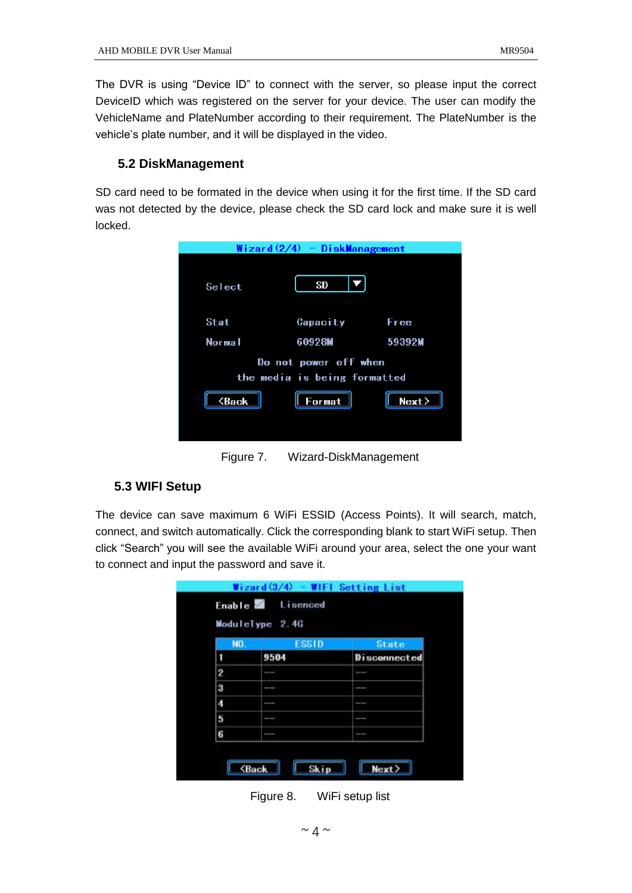The DVR is using “Device ID” to connect with the server, so please input the correct DeviceID which was registered on the server for your device. The user can modify the VehicleName and PlateNumber according to their requirement. The PlateNumber is the vehicle’s plate number, and it will be displayed in the video.

### 5.2 DiskManagement

SD card need to be formated in the device when using it for the first time. If the SD card was not detected by the device, please check the SD card lock and make sure it is well locked.

Figure 7. Wizard-DiskManagement

### 5.3 WIFI Setup

The device can save maximum 6 WiFi ESSID (Access Points). It will search, match, connect, and switch automatically. Click the corresponding blank to start WiFi setup. Then click “Search” you will see the available WiFi around your area, select the one your want to connect and input the password and save it.

Figure 8. WiFi setup list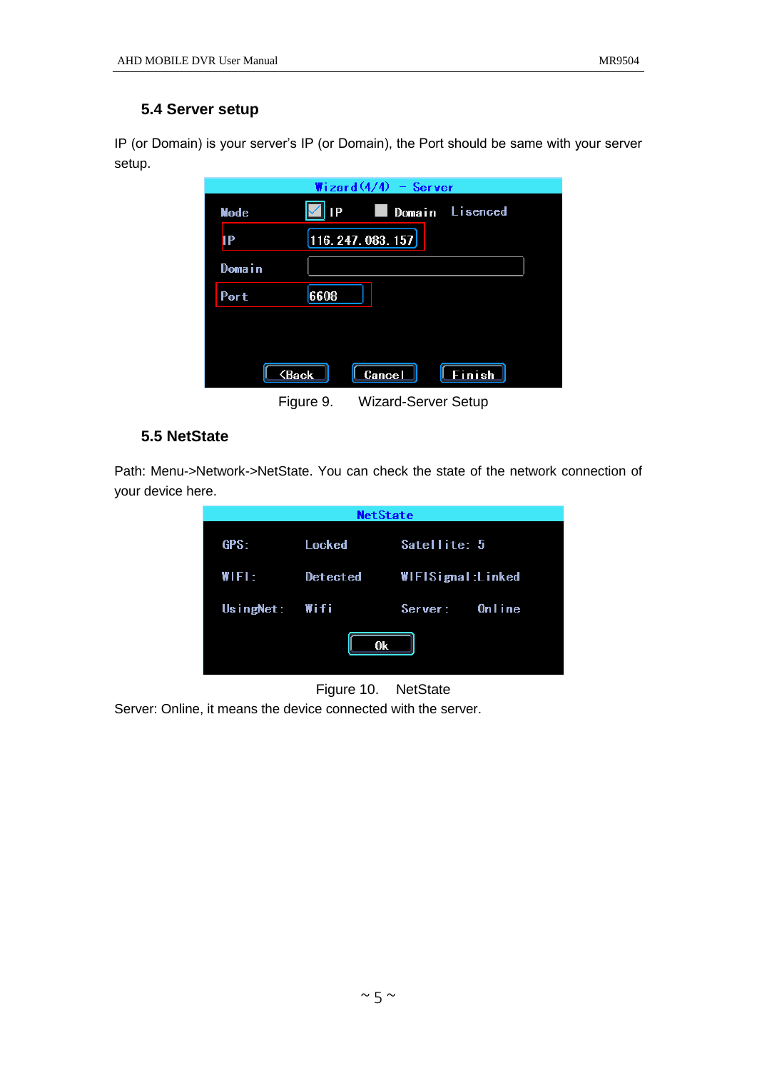### 5.4 Server setup

IP (or Domain) is your server's IP (or Domain), the Port should be same with your server setup.

Figure 9.  Wizard-Server Setup

### 5.5 NetState

Path: Menu->Network->NetState. You can check the state of the network connection of your device here.

Figure 10.  NetState

Server: Online, it means the device connected with the server.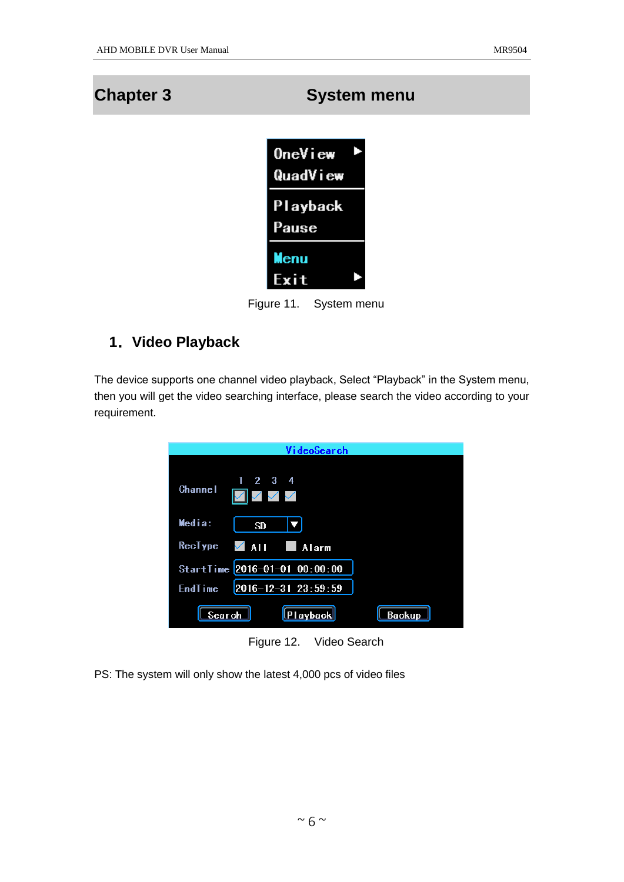# Chapter 3 System menu

Figure 11. System menu

## 1. Video Playback

The device supports one channel video playback, Select “Playback” in the System menu, then you will get the video searching interface, please search the video according to your requirement.

Figure 12. Video Search

PS: The system will only show the latest 4,000 pcs of video files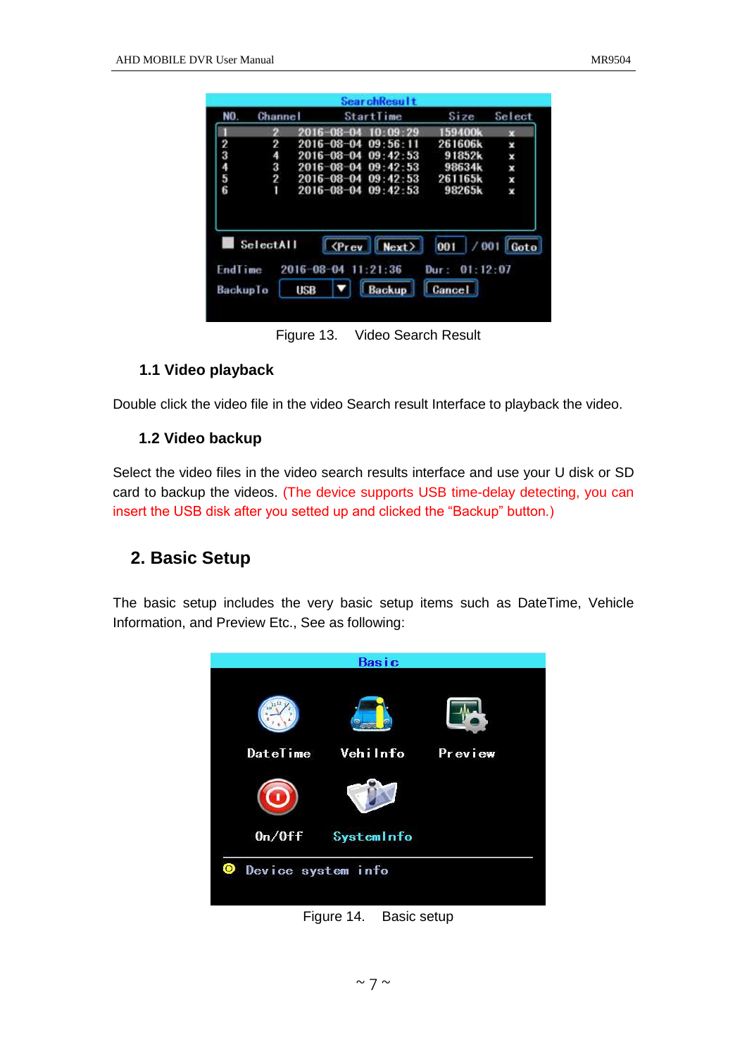Figure 13.  Video Search Result

### 1.1 Video playback

Double click the video file in the video Search result Interface to playback the video.

### 1.2 Video backup

Select the video files in the video search results interface and use your U disk or SD card to backup the videos. (The device supports USB time-delay detecting, you can insert the USB disk after you setted up and clicked the "Backup" button.)

## 2. Basic Setup

The basic setup includes the very basic setup items such as DateTime, Vehicle Information, and Preview Etc., See as following:

Figure 14.  Basic setup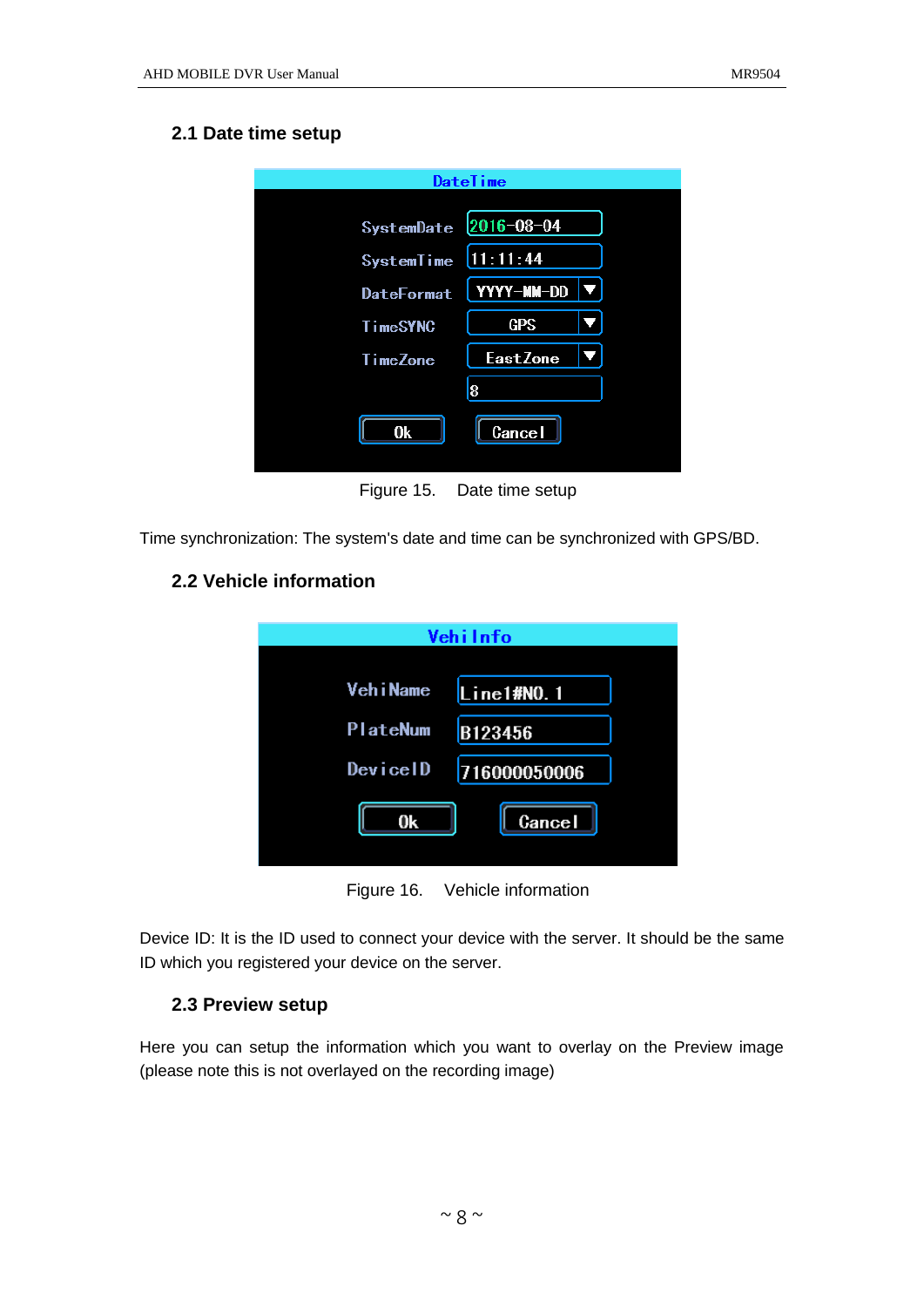## 2.1 Date time setup

Figure 15. Date time setup

Time synchronization: The system's date and time can be synchronized with GPS/BD.

## 2.2 Vehicle information

Figure 16. Vehicle information

Device ID: It is the ID used to connect your device with the server. It should be the same ID which you registered your device on the server.

## 2.3 Preview setup

Here you can setup the information which you want to overlay on the Preview image (please note this is not overlayed on the recording image)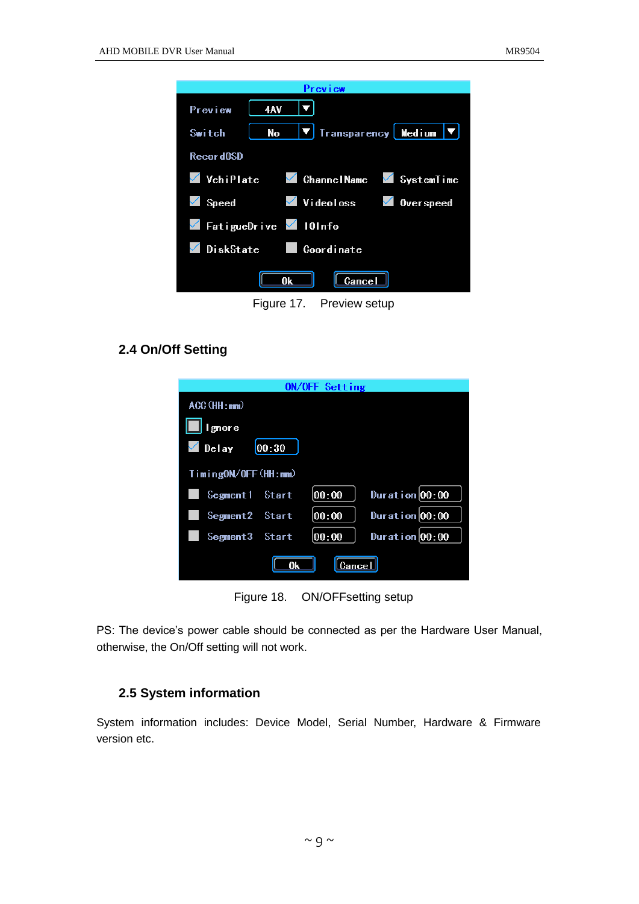Figure 17. Preview setup

## 2.4 On/Off Setting

Figure 18. ON/OFFsetting setup

PS: The device's power cable should be connected as per the Hardware User Manual, otherwise, the On/Off setting will not work.

## 2.5 System information

System information includes: Device Model, Serial Number, Hardware & Firmware version etc.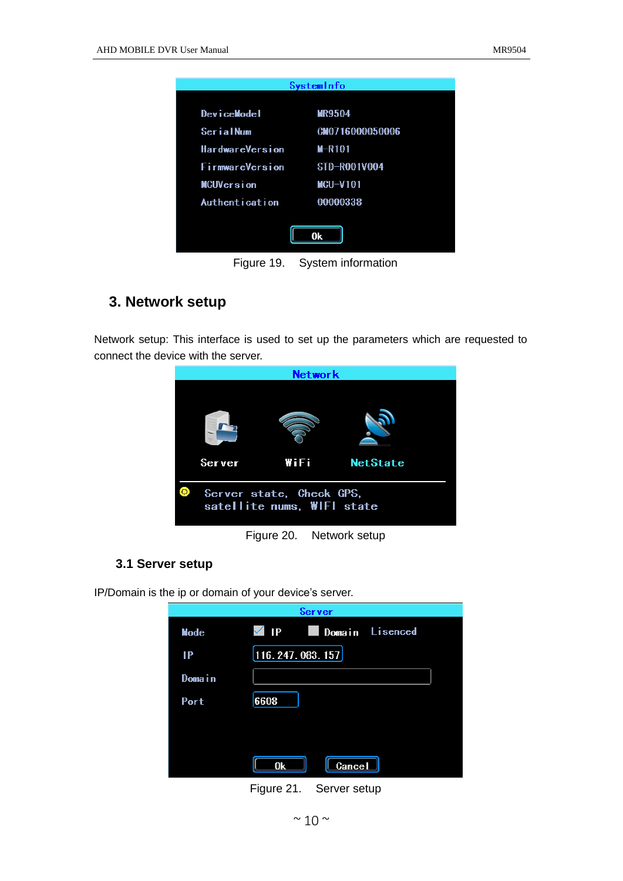Figure 19. System information

## 3. Network setup

Network setup: This interface is used to set up the parameters which are requested to connect the device with the server.

Figure 20. Network setup

### 3.1 Server setup

IP/Domain is the ip or domain of your device's server.

Figure 21. Server setup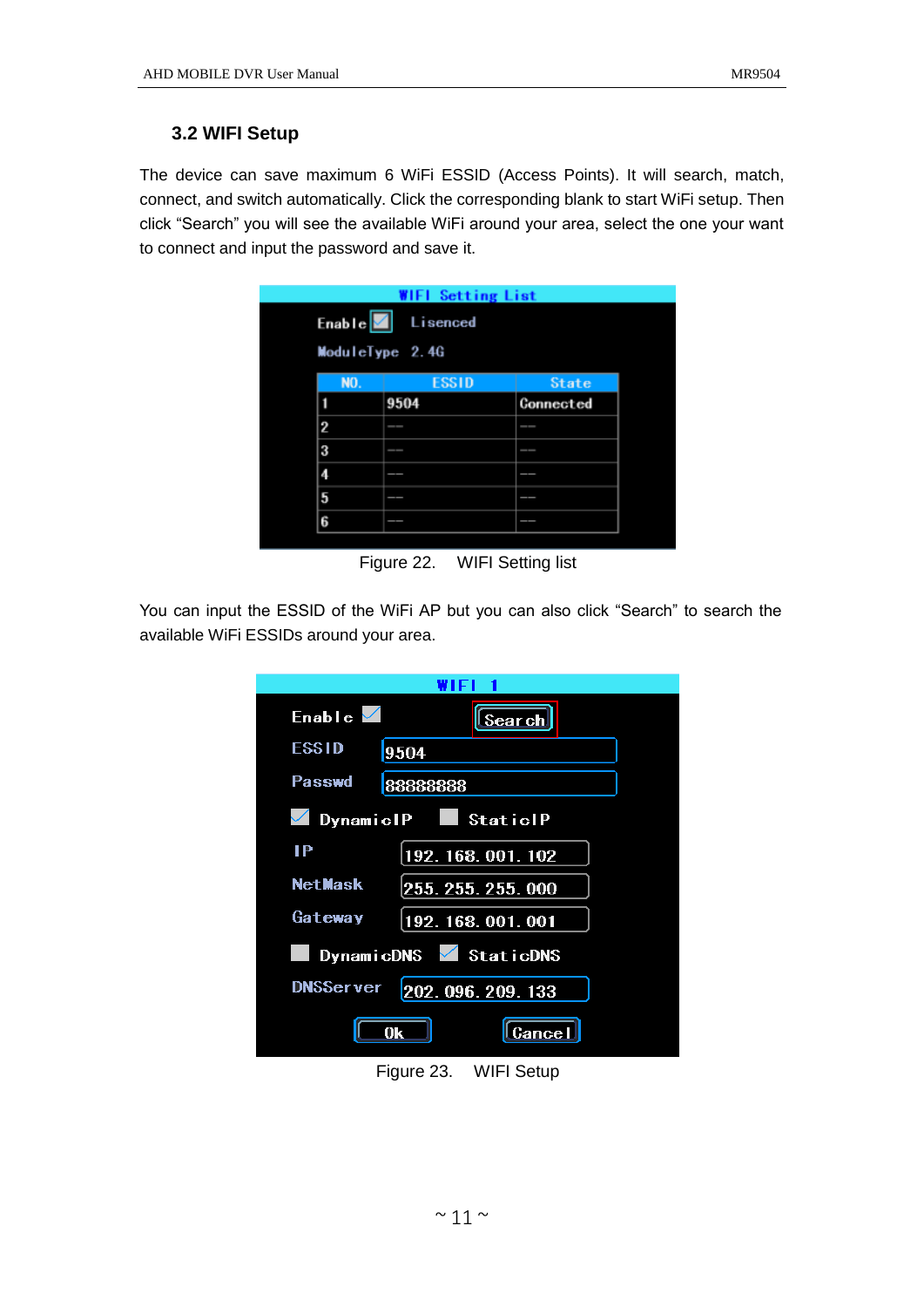### 3.2 WIFI Setup

The device can save maximum 6 WiFi ESSID (Access Points). It will search, match, connect, and switch automatically. Click the corresponding blank to start WiFi setup. Then click “Search” you will see the available WiFi around your area, select the one your want to connect and input the password and save it.

Figure 22. WIFI Setting list

You can input the ESSID of the WiFi AP but you can also click “Search” to search the available WiFi ESSIDs around your area.

Figure 23. WIFI Setup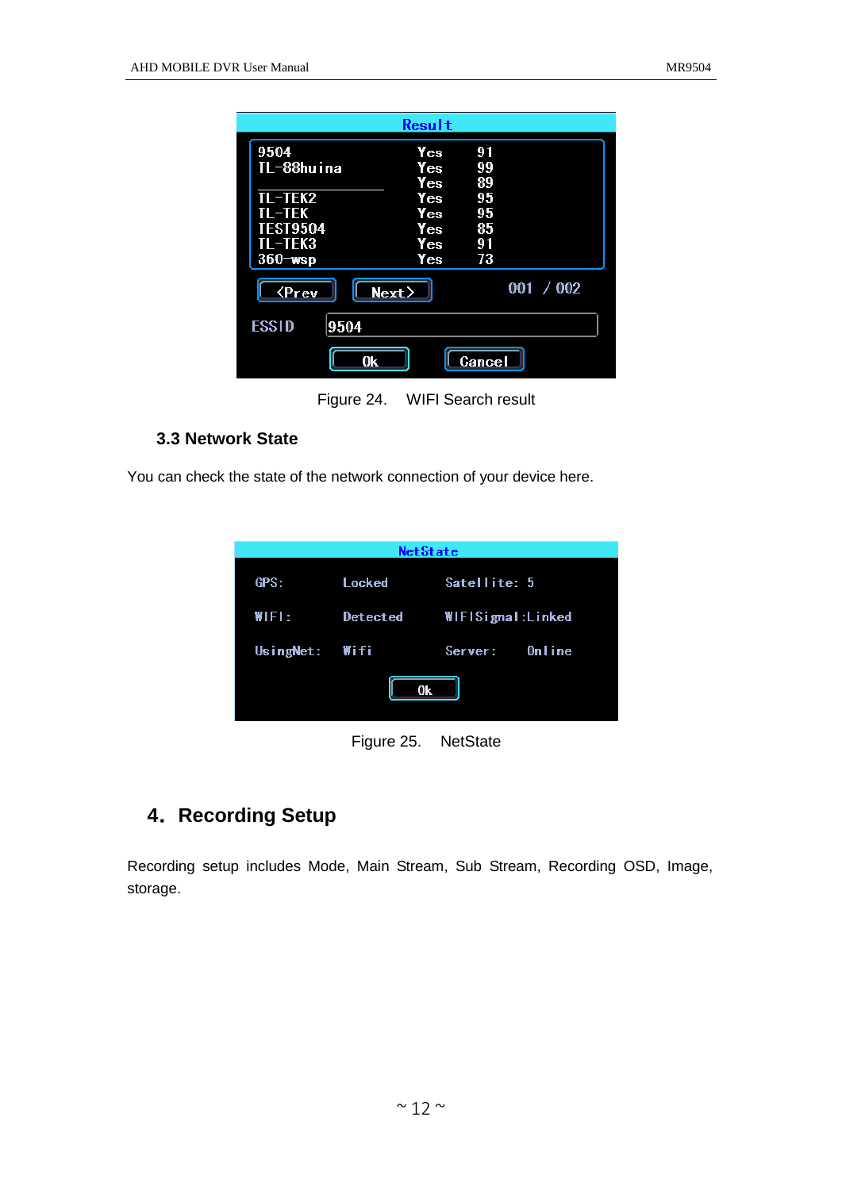Figure 24.  WIFI Search result

### 3.3 Network State

You can check the state of the network connection of your device here.

Figure 25.  NetState

## 4. Recording Setup

Recording setup includes Mode, Main Stream, Sub Stream, Recording OSD, Image, storage.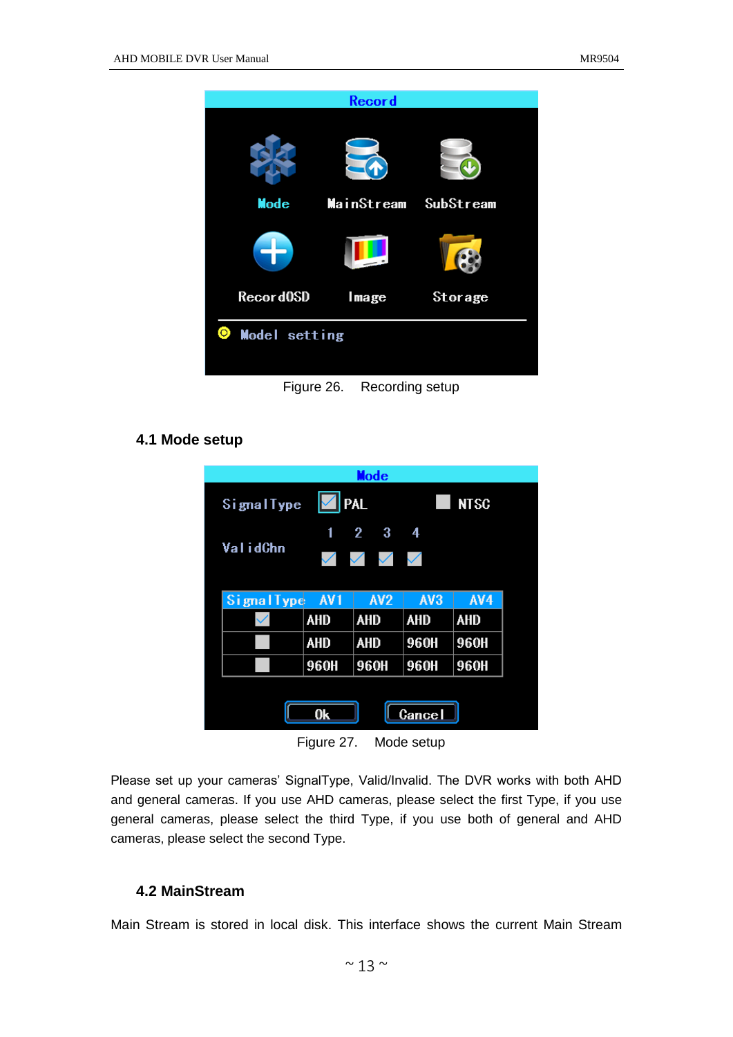Figure 26. Recording setup

### 4.1 Mode setup

Figure 27. Mode setup

Please set up your cameras' SignalType, Valid/Invalid. The DVR works with both AHD and general cameras. If you use AHD cameras, please select the first Type, if you use general cameras, please select the third Type, if you use both of general and AHD cameras, please select the second Type.

### 4.2 MainStream

Main Stream is stored in local disk. This interface shows the current Main Stream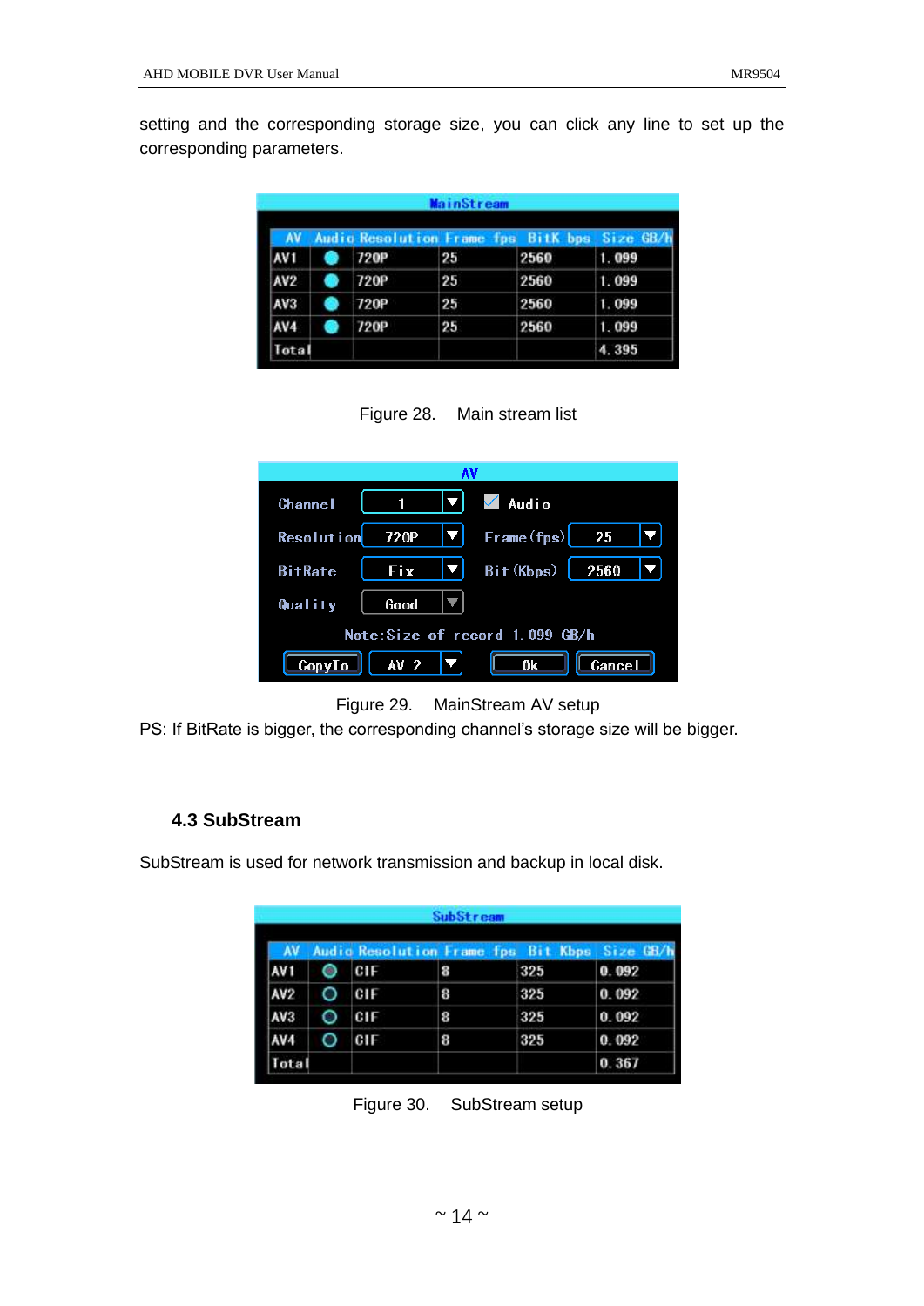setting and the corresponding storage size, you can click any line to set up the corresponding parameters.

| AV | Audio | Resolution | Frame fps | BitK bps | Size GB/h |
|---|---|---|---|---|---|
| AV1 | ● | 720P | 25 | 2560 | 1.099 |
| AV2 | ● | 720P | 25 | 2560 | 1.099 |
| AV3 | ● | 720P | 25 | 2560 | 1.099 |
| AV4 | ● | 720P | 25 | 2560 | 1.099 |
| Total | | | | | 4.395 |

Figure 28. Main stream list

Figure 29. MainStream AV setup

PS: If BitRate is bigger, the corresponding channel's storage size will be bigger.

### 4.3 SubStream

SubStream is used for network transmission and backup in local disk.

| AV | Audio | Resolution | Frame fps | Bit Kbps | Size GB/h |
|---|---|---|---|---|---|
| AV1 | ○ | CIF | 8 | 325 | 0.092 |
| AV2 | ○ | CIF | 8 | 325 | 0.092 |
| AV3 | ○ | CIF | 8 | 325 | 0.092 |
| AV4 | ○ | CIF | 8 | 325 | 0.092 |
| Total | | | | | 0.367 |

Figure 30. SubStream setup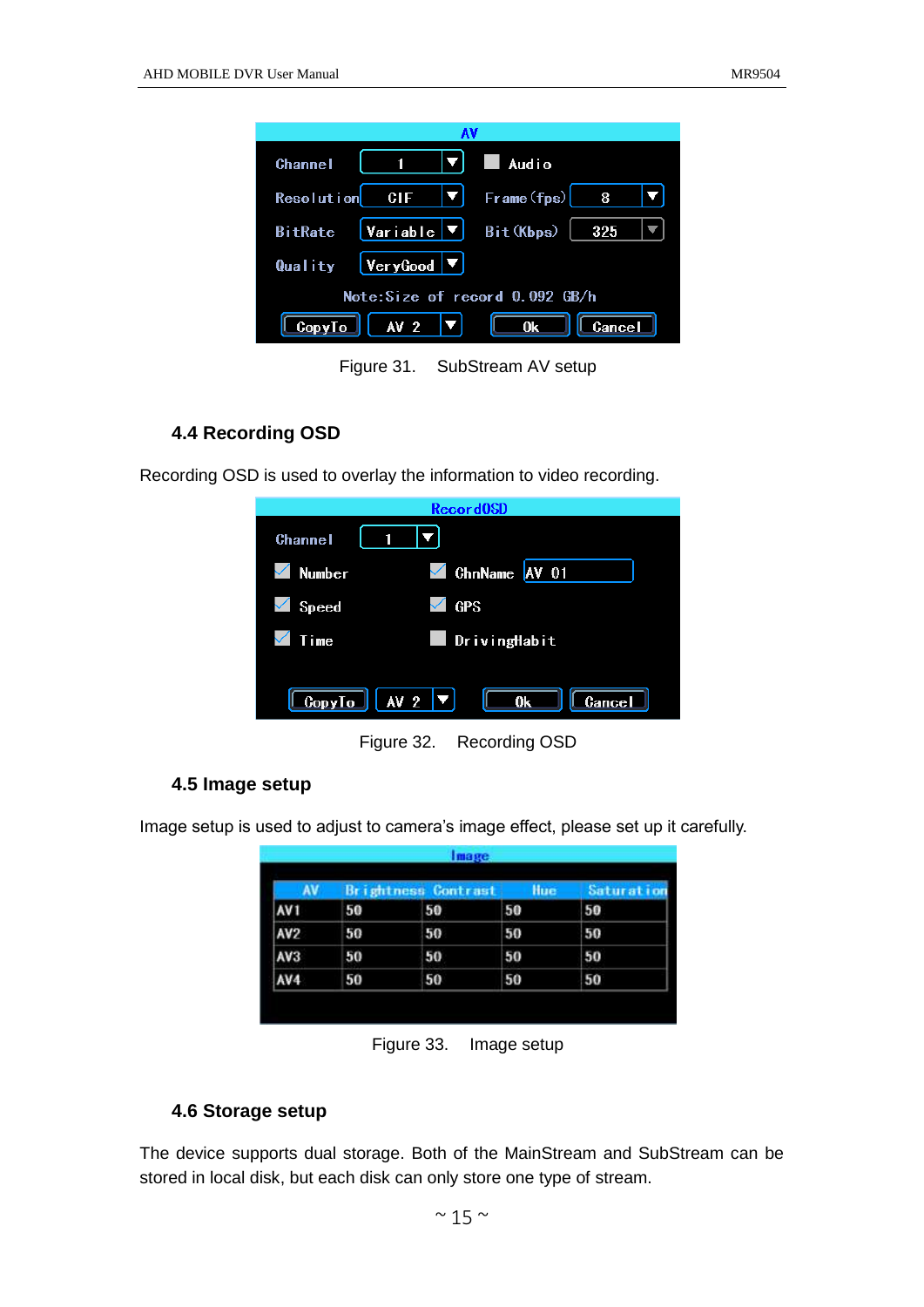Figure 31. SubStream AV setup

### 4.4 Recording OSD

Recording OSD is used to overlay the information to video recording.

Figure 32. Recording OSD

### 4.5 Image setup

Image setup is used to adjust to camera's image effect, please set up it carefully.

Figure 33. Image setup

### 4.6 Storage setup

The device supports dual storage. Both of the MainStream and SubStream can be stored in local disk, but each disk can only store one type of stream.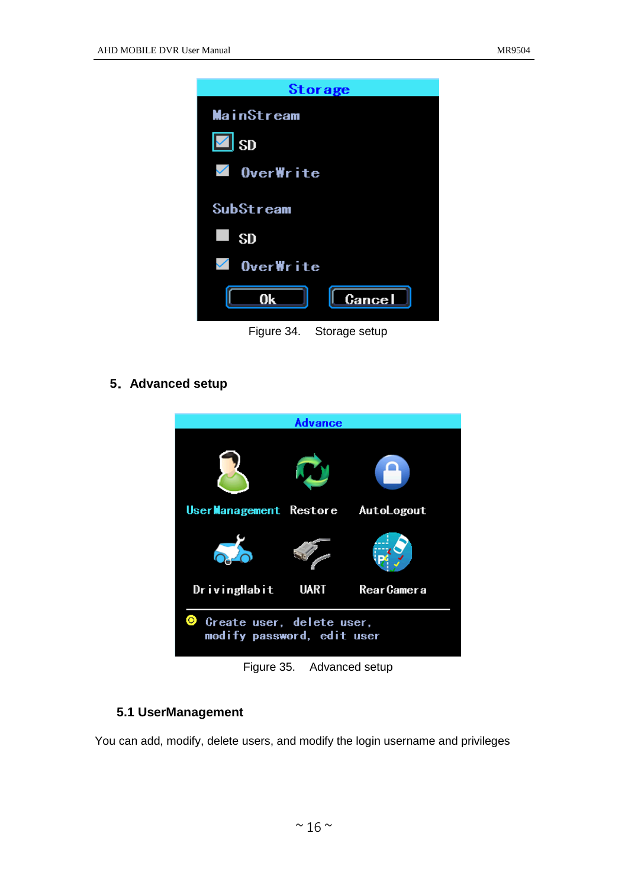Figure 34. Storage setup

## 5. Advanced setup

Figure 35. Advanced setup

### 5.1 UserManagement

You can add, modify, delete users, and modify the login username and privileges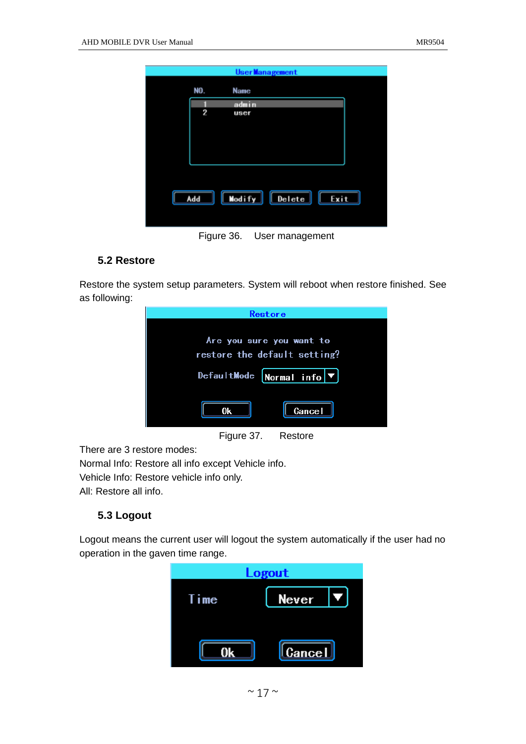Figure 36.    User management

### 5.2 Restore

Restore the system setup parameters. System will reboot when restore finished. See as following:

Figure 37.    Restore

There are 3 restore modes:

Normal Info: Restore all info except Vehicle info.

Vehicle Info: Restore vehicle info only.

All: Restore all info.

### 5.3 Logout

Logout means the current user will logout the system automatically if the user had no operation in the gaven time range.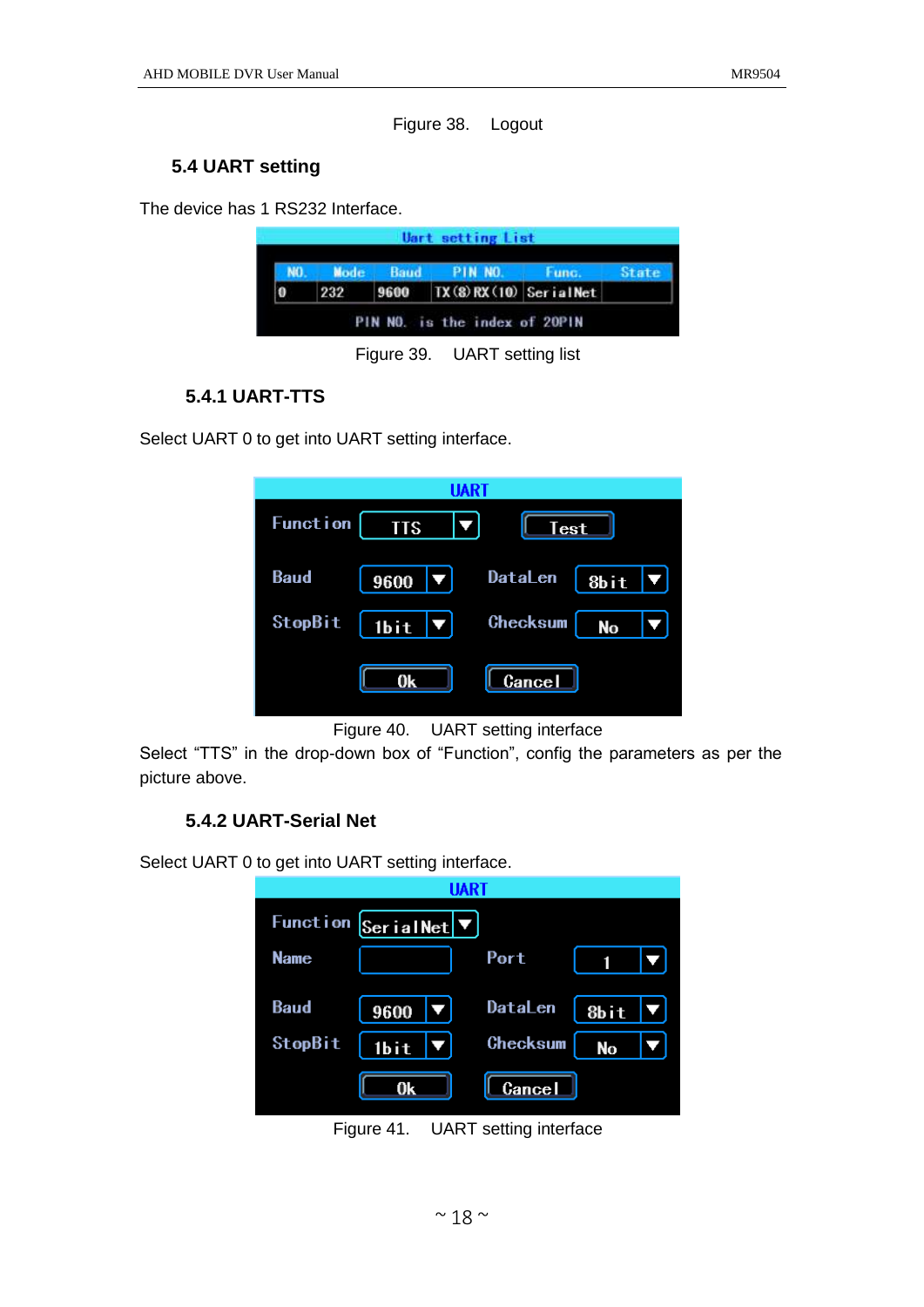Figure 38.  Logout

## 5.4 UART setting

The device has 1 RS232 Interface.

Figure 39.  UART setting list

### 5.4.1 UART-TTS

Select UART 0 to get into UART setting interface.

Figure 40.  UART setting interface

Select "TTS" in the drop-down box of "Function", config the parameters as per the picture above.

### 5.4.2 UART-Serial Net

Select UART 0 to get into UART setting interface.

Figure 41.  UART setting interface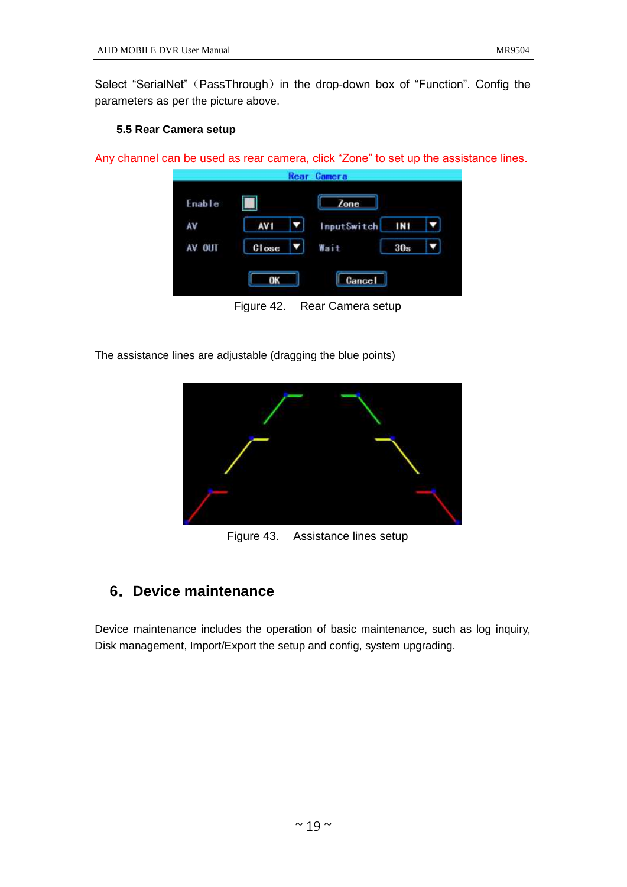Select “SerialNet”（PassThrough）in the drop-down box of “Function”. Config the parameters as per the picture above.

### 5.5 Rear Camera setup

Any channel can be used as rear camera, click “Zone” to set up the assistance lines.

Figure 42. Rear Camera setup

The assistance lines are adjustable (dragging the blue points)

Figure 43. Assistance lines setup

# 6. Device maintenance

Device maintenance includes the operation of basic maintenance, such as log inquiry, Disk management, Import/Export the setup and config, system upgrading.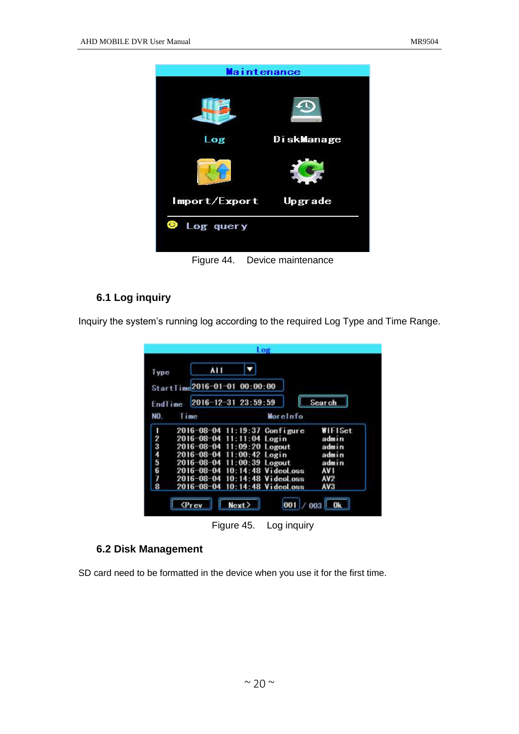Figure 44. Device maintenance

### 6.1 Log inquiry

Inquiry the system's running log according to the required Log Type and Time Range.

Figure 45. Log inquiry

### 6.2 Disk Management

SD card need to be formatted in the device when you use it for the first time.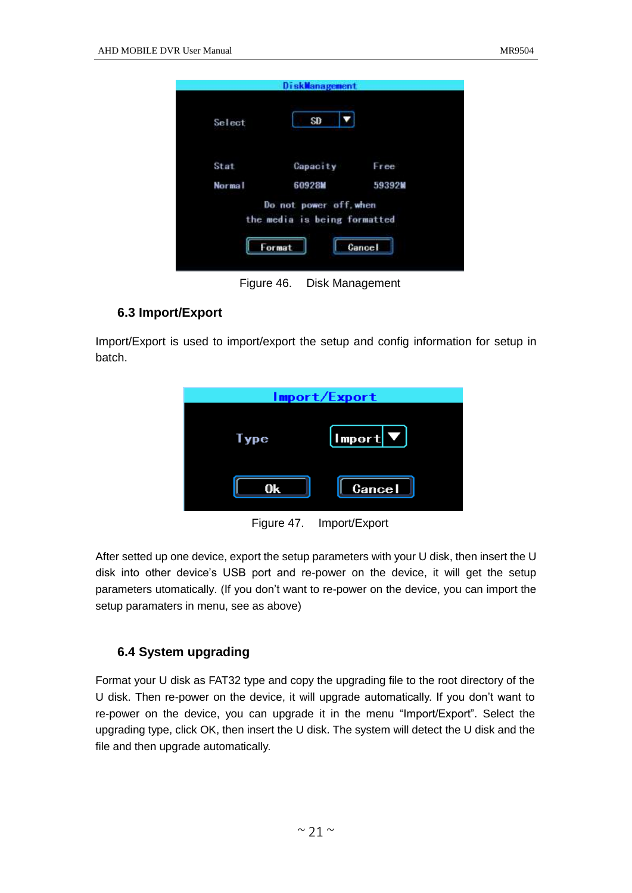Figure 46.  Disk Management

### 6.3 Import/Export

Import/Export is used to import/export the setup and config information for setup in batch.

Figure 47.  Import/Export

After setted up one device, export the setup parameters with your U disk, then insert the U disk into other device's USB port and re-power on the device, it will get the setup parameters utomatically. (If you don't want to re-power on the device, you can import the setup paramaters in menu, see as above)

### 6.4 System upgrading

Format your U disk as FAT32 type and copy the upgrading file to the root directory of the U disk. Then re-power on the device, it will upgrade automatically. If you don't want to re-power on the device, you can upgrade it in the menu "Import/Export". Select the upgrading type, click OK, then insert the U disk. The system will detect the U disk and the file and then upgrade automatically.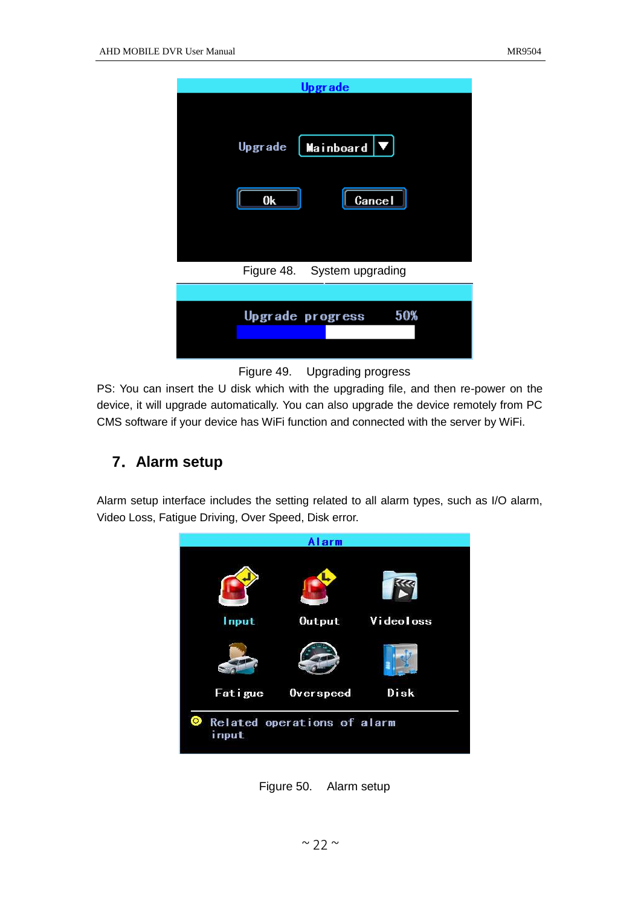Figure 48. System upgrading

Figure 49. Upgrading progress

PS: You can insert the U disk which with the upgrading file, and then re-power on the device, it will upgrade automatically. You can also upgrade the device remotely from PC CMS software if your device has WiFi function and connected with the server by WiFi.

## 7. Alarm setup

Alarm setup interface includes the setting related to all alarm types, such as I/O alarm, Video Loss, Fatigue Driving, Over Speed, Disk error.

Figure 50. Alarm setup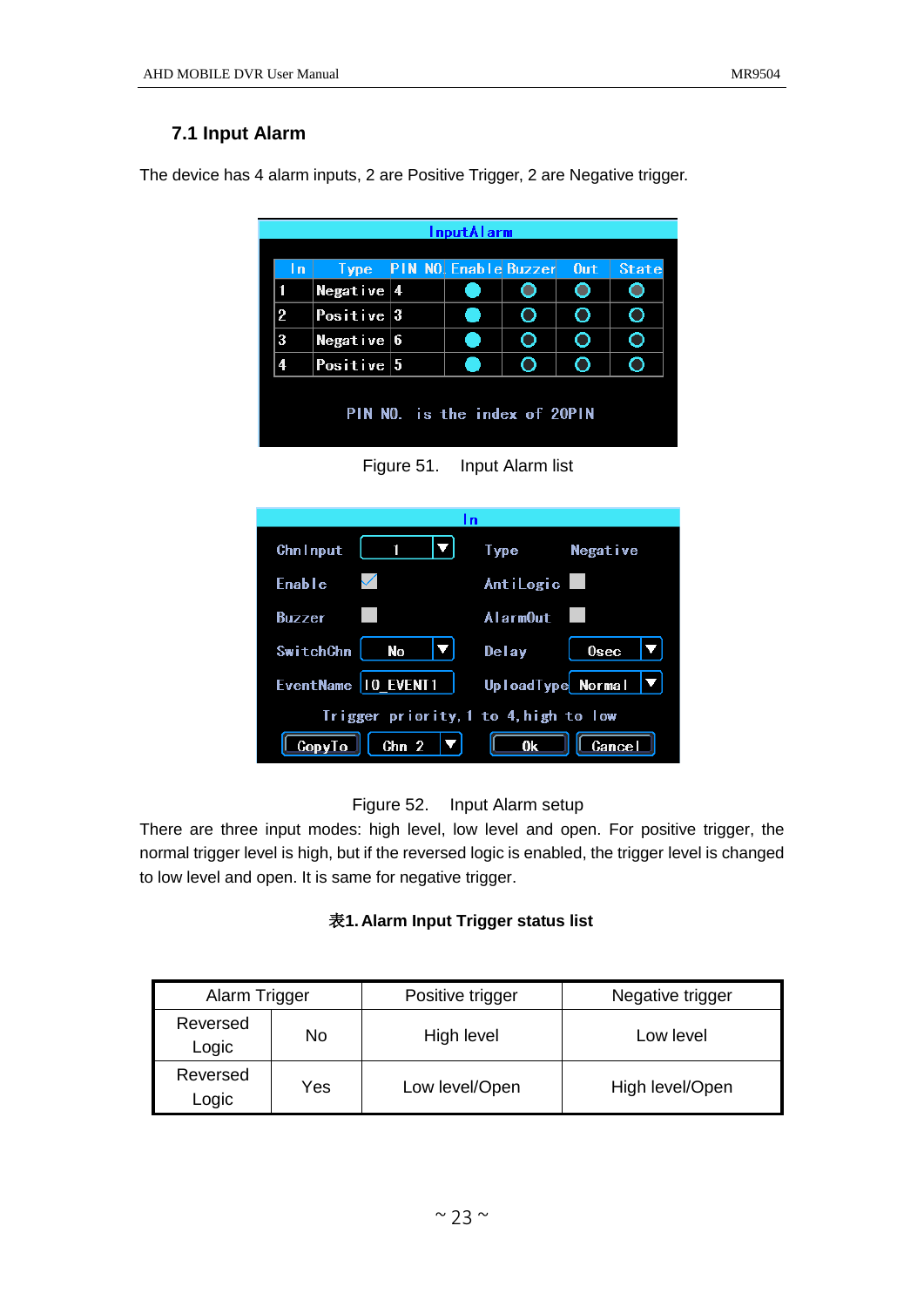## 7.1 Input Alarm

The device has 4 alarm inputs, 2 are Positive Trigger, 2 are Negative trigger.

Figure 51. Input Alarm list

Figure 52. Input Alarm setup

There are three input modes: high level, low level and open. For positive trigger, the normal trigger level is high, but if the reversed logic is enabled, the trigger level is changed to low level and open. It is same for negative trigger.

**表1. Alarm Input Trigger status list**

| Alarm Trigger | | Positive trigger | Negative trigger |
|---|---|---|---|
| Reversed Logic | No | High level | Low level |
| Reversed Logic | Yes | Low level/Open | High level/Open |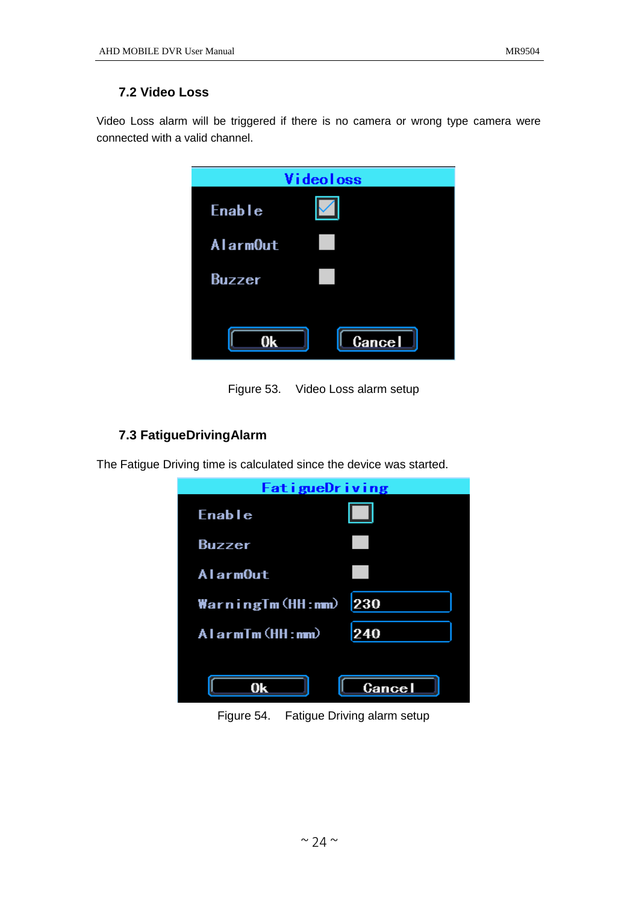### 7.2 Video Loss

Video Loss alarm will be triggered if there is no camera or wrong type camera were connected with a valid channel.

Figure 53. Video Loss alarm setup

### 7.3 FatigueDrivingAlarm

The Fatigue Driving time is calculated since the device was started.

Figure 54. Fatigue Driving alarm setup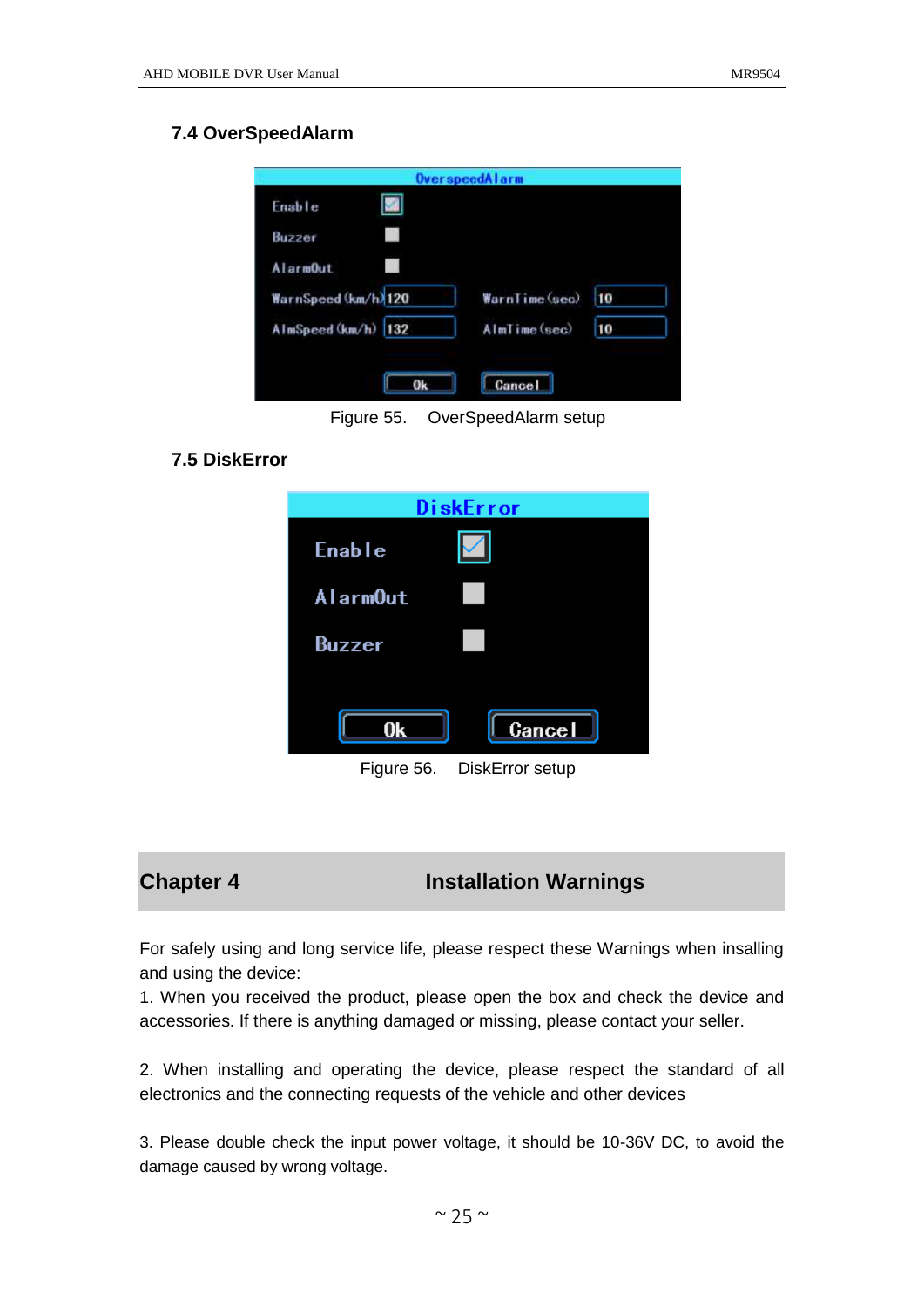### 7.4 OverSpeedAlarm

Figure 55. OverSpeedAlarm setup

### 7.5 DiskError

Figure 56. DiskError setup

## Chapter 4 Installation Warnings

For safely using and long service life, please respect these Warnings when insalling and using the device:

1. When you received the product, please open the box and check the device and accessories. If there is anything damaged or missing, please contact your seller.

2. When installing and operating the device, please respect the standard of all electronics and the connecting requests of the vehicle and other devices

3. Please double check the input power voltage, it should be 10-36V DC, to avoid the damage caused by wrong voltage.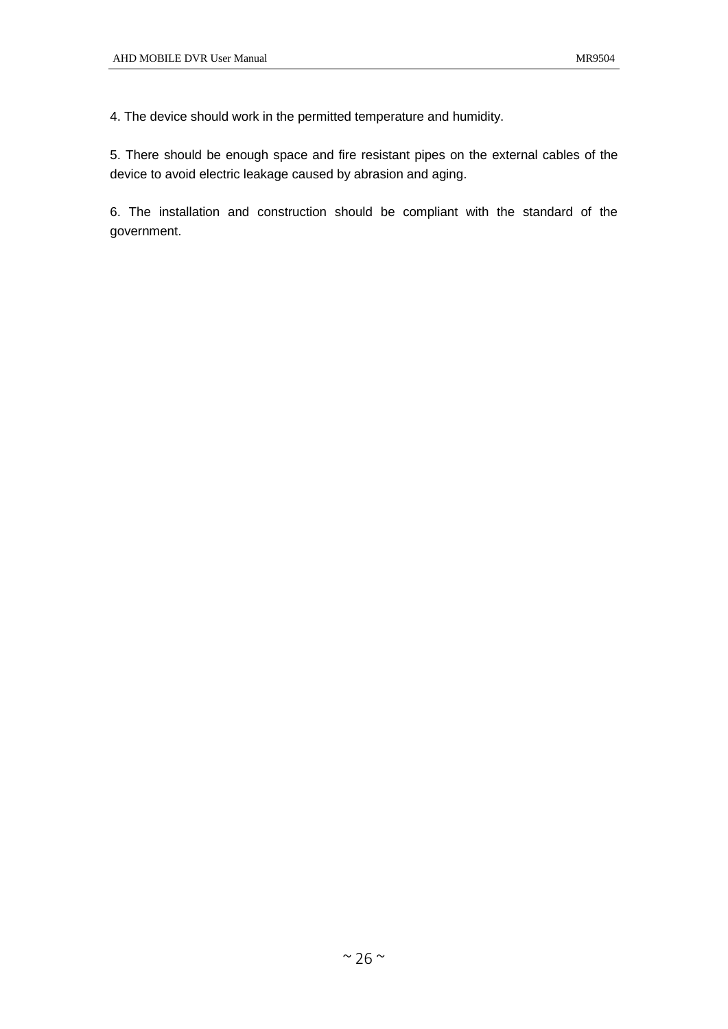4. The device should work in the permitted temperature and humidity.

5. There should be enough space and fire resistant pipes on the external cables of the device to avoid electric leakage caused by abrasion and aging.

6. The installation and construction should be compliant with the standard of the government.